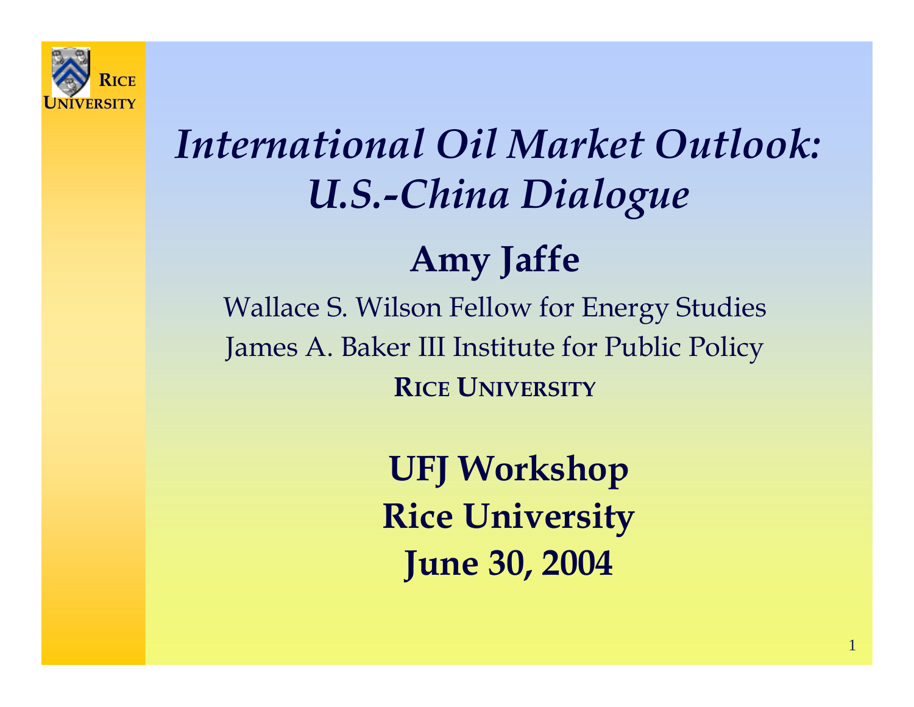# *International Oil Market Outlook: U.S.-China Dialogue*

## Amy Jaffe

Wallace S. Wilson Fellow for Energy Studies

James A. Baker III Institute for Public Policy

**RICE UNIVERSITY**

**UFJ Workshop**

**Rice University**

**June 30, 2004**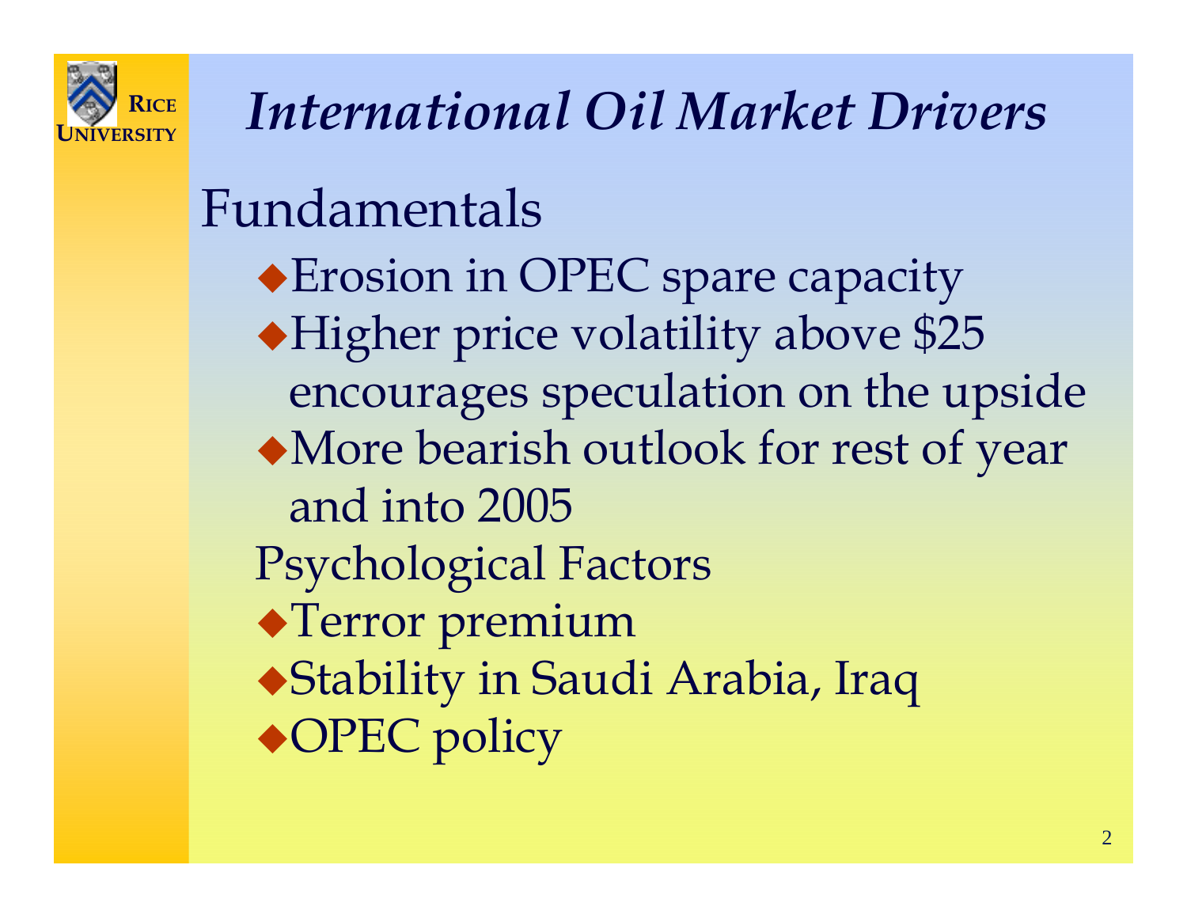# *International Oil Market Drivers*

## Fundamentals

- Erosion in OPEC spare capacity
- Higher price volatility above $25 encourages speculation on the upside
- More bearish outlook for rest of year and into 2005

## Psychological Factors

- Terror premium
- Stability in Saudi Arabia, Iraq
- OPEC policy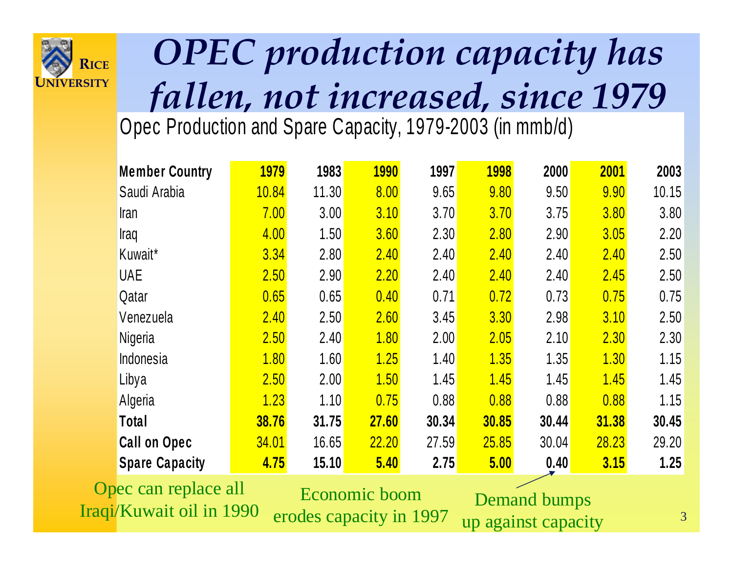# *OPEC production capacity has fallen, not increased, since 1979*

Opec Production and Spare Capacity, 1979-2003 (in mmb/d)

| Member Country | 1979 | 1983 | 1990 | 1997 | 1998 | 2000 | 2001 | 2003 |
|---|---|---|---|---|---|---|---|---|
| Saudi Arabia | 10.84 | 11.30 | 8.00 | 9.65 | 9.80 | 9.50 | 9.90 | 10.15 |
| Iran | 7.00 | 3.00 | 3.10 | 3.70 | 3.70 | 3.75 | 3.80 | 3.80 |
| Iraq | 4.00 | 1.50 | 3.60 | 2.30 | 2.80 | 2.90 | 3.05 | 2.20 |
| Kuwait* | 3.34 | 2.80 | 2.40 | 2.40 | 2.40 | 2.40 | 2.40 | 2.50 |
| UAE | 2.50 | 2.90 | 2.20 | 2.40 | 2.40 | 2.40 | 2.45 | 2.50 |
| Qatar | 0.65 | 0.65 | 0.40 | 0.71 | 0.72 | 0.73 | 0.75 | 0.75 |
| Venezuela | 2.40 | 2.50 | 2.60 | 3.45 | 3.30 | 2.98 | 3.10 | 2.50 |
| Nigeria | 2.50 | 2.40 | 1.80 | 2.00 | 2.05 | 2.10 | 2.30 | 2.30 |
| Indonesia | 1.80 | 1.60 | 1.25 | 1.40 | 1.35 | 1.35 | 1.30 | 1.15 |
| Libya | 2.50 | 2.00 | 1.50 | 1.45 | 1.45 | 1.45 | 1.45 | 1.45 |
| Algeria | 1.23 | 1.10 | 0.75 | 0.88 | 0.88 | 0.88 | 0.88 | 1.15 |
| **Total** | **38.76** | **31.75** | **27.60** | **30.34** | **30.85** | **30.44** | **31.38** | **30.45** |
| **Call on Opec** | 34.01 | 16.65 | 22.20 | 27.59 | 25.85 | 30.04 | 28.23 | 29.20 |
| **Spare Capacity** | **4.75** | **15.10** | **5.40** | **2.75** | **5.00** | **0.40** | **3.15** | **1.25** |

Opec can replace all Iraqi/Kuwait oil in 1990

Economic boom erodes capacity in 1997

Demand bumps up against capacity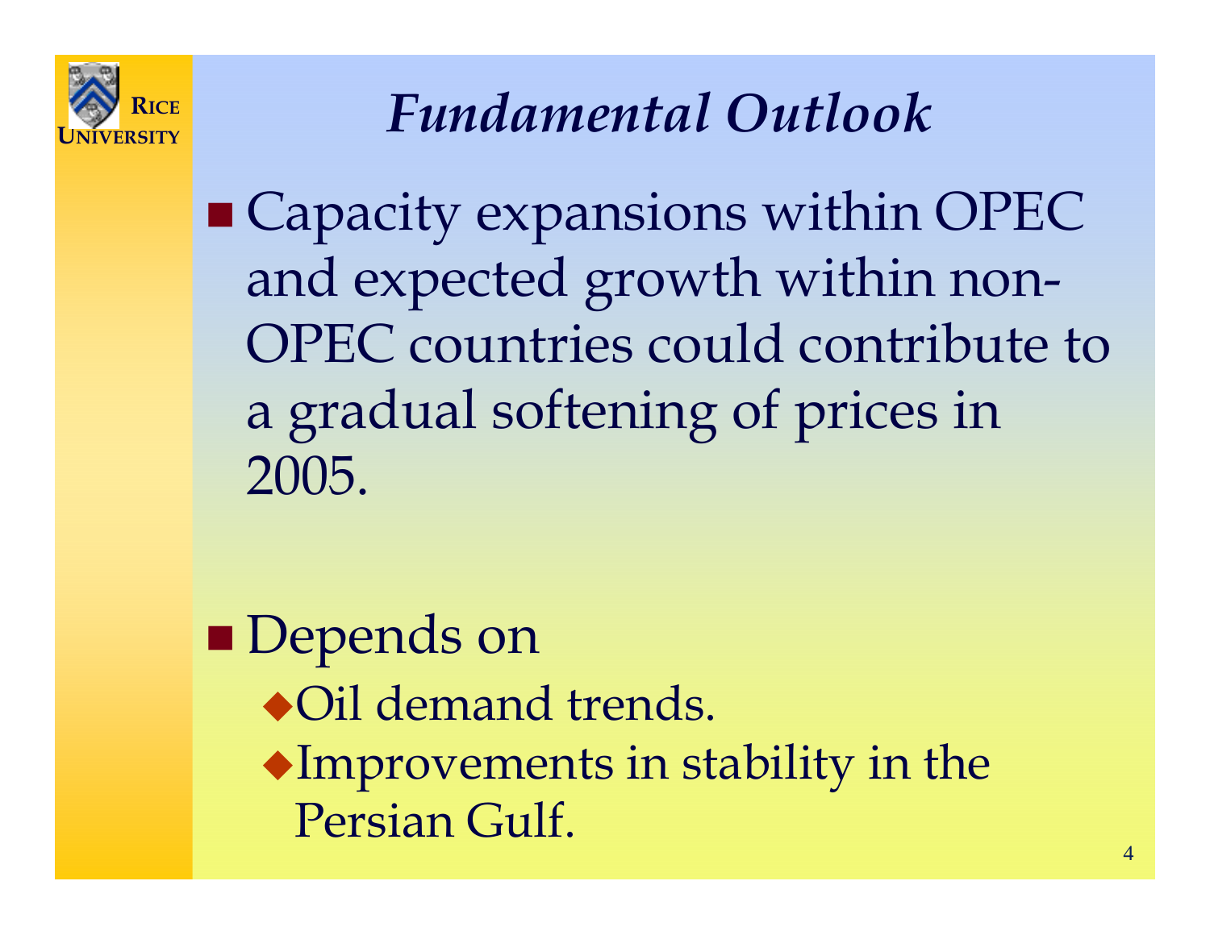# *Fundamental Outlook*

- Capacity expansions within OPEC and expected growth within non-OPEC countries could contribute to a gradual softening of prices in 2005.

- Depends on
  - Oil demand trends.
  - Improvements in stability in the Persian Gulf.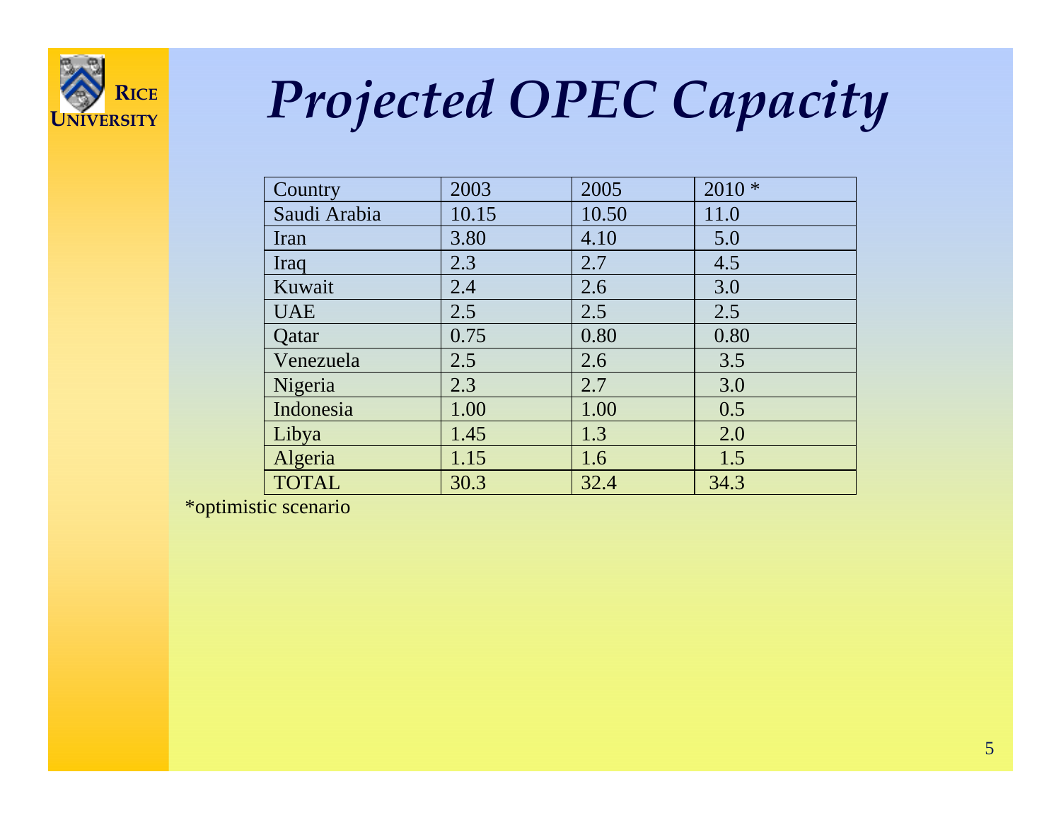# *Projected OPEC Capacity*

| Country | 2003 | 2005 | 2010 * |
|---|---|---|---|
| Saudi Arabia | 10.15 | 10.50 | 11.0 |
| Iran | 3.80 | 4.10 | 5.0 |
| Iraq | 2.3 | 2.7 | 4.5 |
| Kuwait | 2.4 | 2.6 | 3.0 |
| UAE | 2.5 | 2.5 | 2.5 |
| Qatar | 0.75 | 0.80 | 0.80 |
| Venezuela | 2.5 | 2.6 | 3.5 |
| Nigeria | 2.3 | 2.7 | 3.0 |
| Indonesia | 1.00 | 1.00 | 0.5 |
| Libya | 1.45 | 1.3 | 2.0 |
| Algeria | 1.15 | 1.6 | 1.5 |
| TOTAL | 30.3 | 32.4 | 34.3 |

*optimistic scenario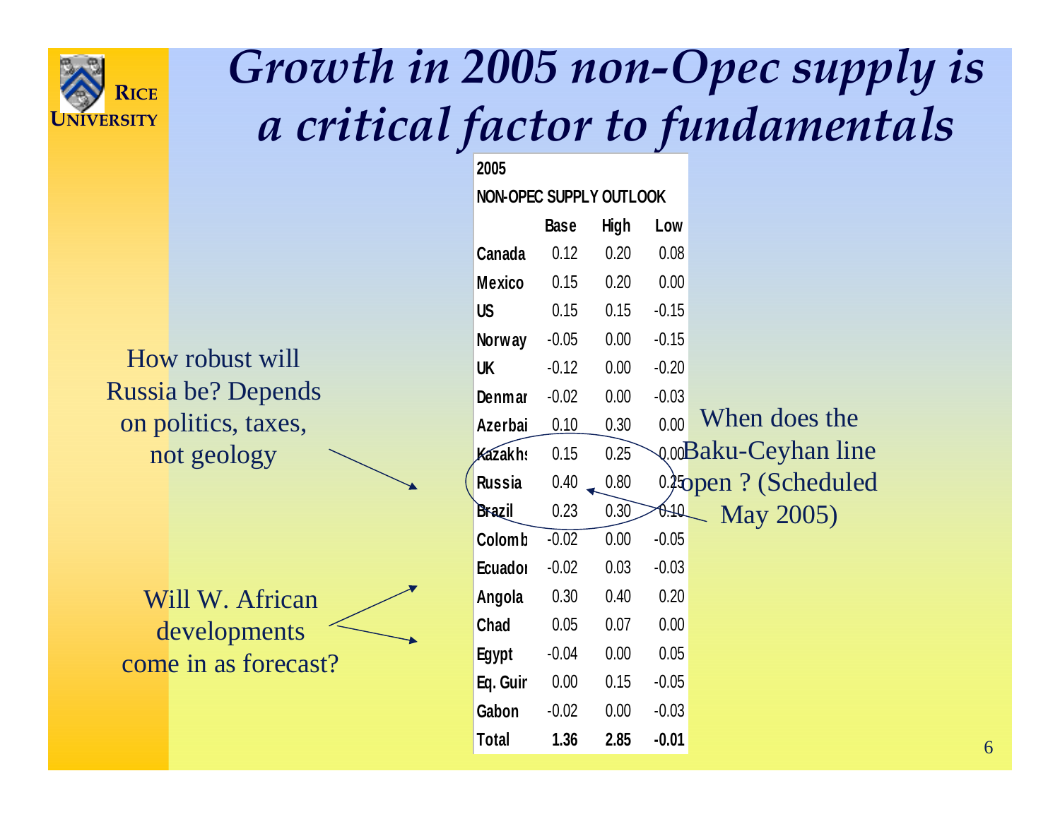# *Growth in 2005 non-Opec supply is a critical factor to fundamentals*

| 2005 NON-OPEC SUPPLY OUTLOOK | Base | High | Low |
|---|---|---|---|
| Canada | 0.12 | 0.20 | 0.08 |
| Mexico | 0.15 | 0.20 | 0.00 |
| US | 0.15 | 0.15 | -0.15 |
| Norway | -0.05 | 0.00 | -0.15 |
| UK | -0.12 | 0.00 | -0.20 |
| Denmar | -0.02 | 0.00 | -0.03 |
| Azerbai | 0.10 | 0.30 | 0.00 |
| Kazakhs | 0.15 | 0.25 | 0.00 |
| Russia | 0.40 | 0.80 | 0.25 |
| Brazil | 0.23 | 0.30 | 0.10 |
| Colomb | -0.02 | 0.00 | -0.05 |
| Ecuador | -0.02 | 0.03 | -0.03 |
| Angola | 0.30 | 0.40 | 0.20 |
| Chad | 0.05 | 0.07 | 0.00 |
| Egypt | -0.04 | 0.00 | 0.05 |
| Eq. Guir | 0.00 | 0.15 | -0.05 |
| Gabon | -0.02 | 0.00 | -0.03 |
| **Total** | **1.36** | **2.85** | **-0.01** |

How robust will Russia be? Depends on politics, taxes, not geology

When does the Baku-Ceyhan line open ? (Scheduled May 2005)

Will W. African developments come in as forecast?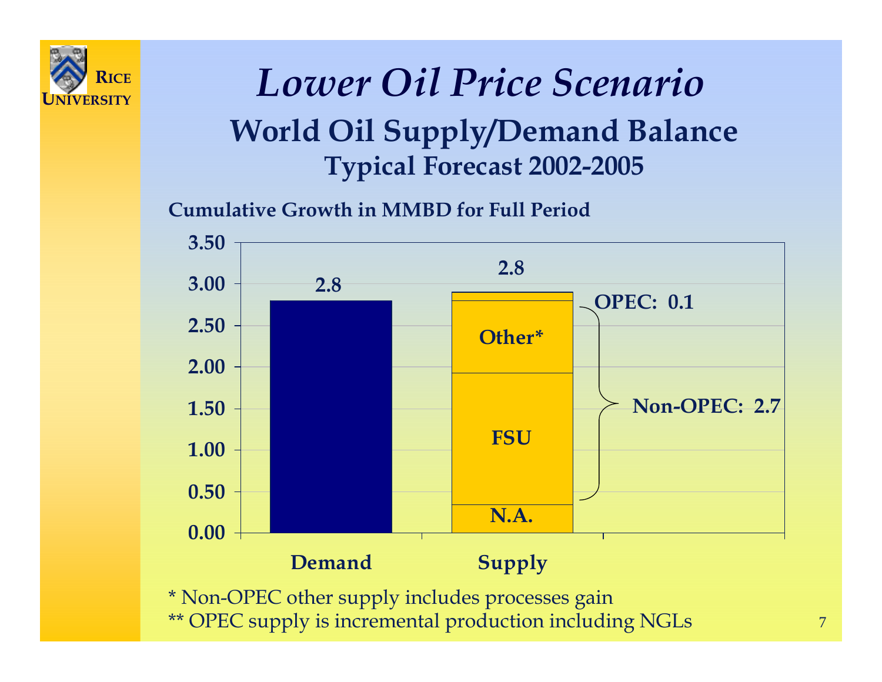# *Lower Oil Price Scenario*

## World Oil Supply/Demand Balance

### Typical Forecast 2002-2005

**Cumulative Growth in MMBD for Full Period**

| | Value | Components |
|---|---|---|
| Demand | 2.8 | |
| Supply | 2.8 | N.A., FSU, Other* (Non-OPEC: 2.7); OPEC: 0.1 |

\* Non-OPEC other supply includes processes gain

\*\* OPEC supply is incremental production including NGLs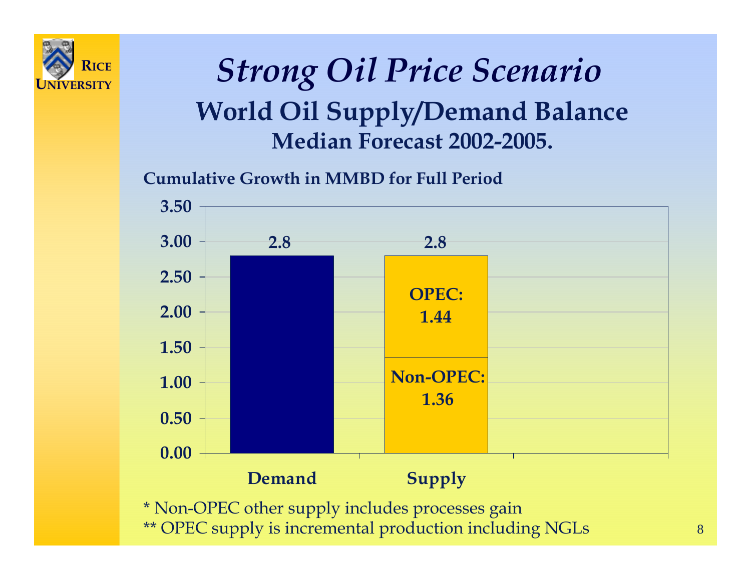# *Strong Oil Price Scenario*

## World Oil Supply/Demand Balance

### Median Forecast 2002-2005.

**Cumulative Growth in MMBD for Full Period**

| | Demand | Supply |
|---|---|---|
| Total | 2.8 | 2.8 |
| OPEC | | 1.44 |
| Non-OPEC | | 1.36 |

\* Non-OPEC other supply includes processes gain

\*\* OPEC supply is incremental production including NGLs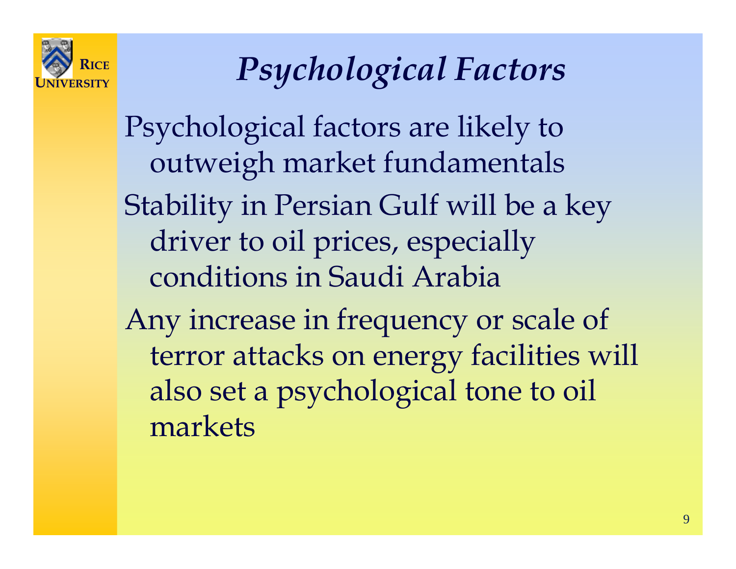# *Psychological Factors*

Psychological factors are likely to outweigh market fundamentals

Stability in Persian Gulf will be a key driver to oil prices, especially conditions in Saudi Arabia

Any increase in frequency or scale of terror attacks on energy facilities will also set a psychological tone to oil markets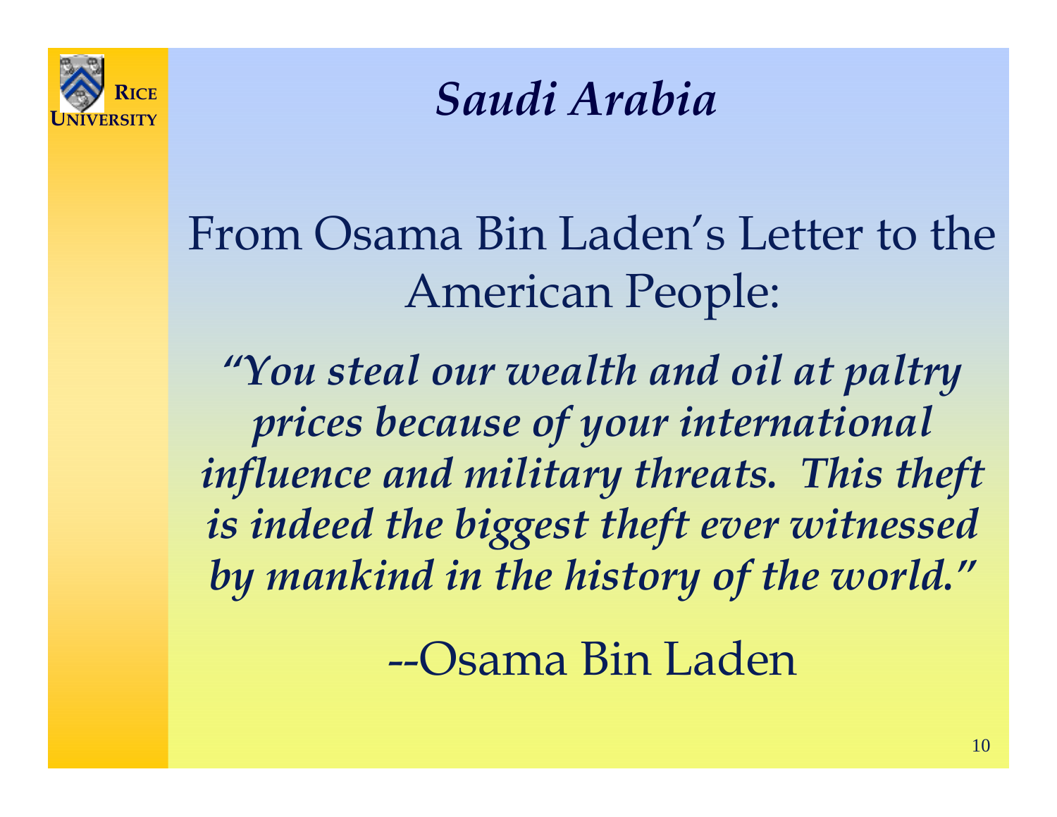# *Saudi Arabia*

From Osama Bin Laden's Letter to the American People:

***"You steal our wealth and oil at paltry prices because of your international influence and military threats. This theft is indeed the biggest theft ever witnessed by mankind in the history of the world."***

--Osama Bin Laden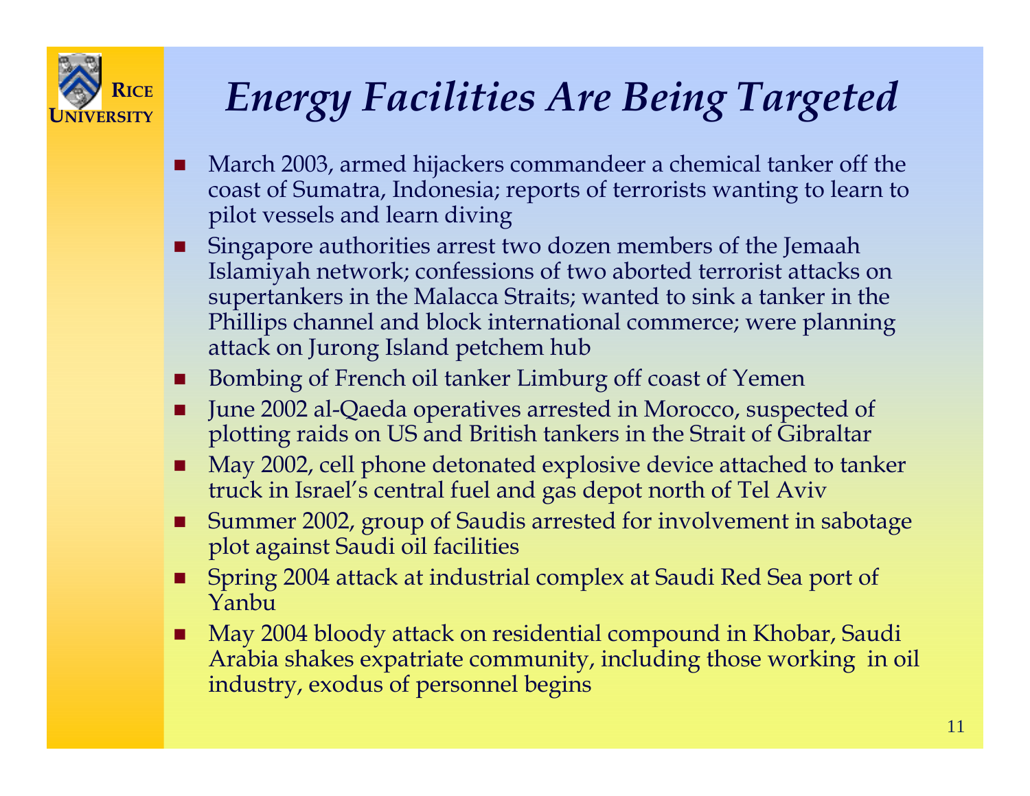# Energy Facilities Are Being Targeted

- March 2003, armed hijackers commandeer a chemical tanker off the coast of Sumatra, Indonesia; reports of terrorists wanting to learn to pilot vessels and learn diving
- Singapore authorities arrest two dozen members of the Jemaah Islamiyah network; confessions of two aborted terrorist attacks on supertankers in the Malacca Straits; wanted to sink a tanker in the Phillips channel and block international commerce; were planning attack on Jurong Island petchem hub
- Bombing of French oil tanker Limburg off coast of Yemen
- June 2002 al-Qaeda operatives arrested in Morocco, suspected of plotting raids on US and British tankers in the Strait of Gibraltar
- May 2002, cell phone detonated explosive device attached to tanker truck in Israel's central fuel and gas depot north of Tel Aviv
- Summer 2002, group of Saudis arrested for involvement in sabotage plot against Saudi oil facilities
- Spring 2004 attack at industrial complex at Saudi Red Sea port of Yanbu
- May 2004 bloody attack on residential compound in Khobar, Saudi Arabia shakes expatriate community, including those working in oil industry, exodus of personnel begins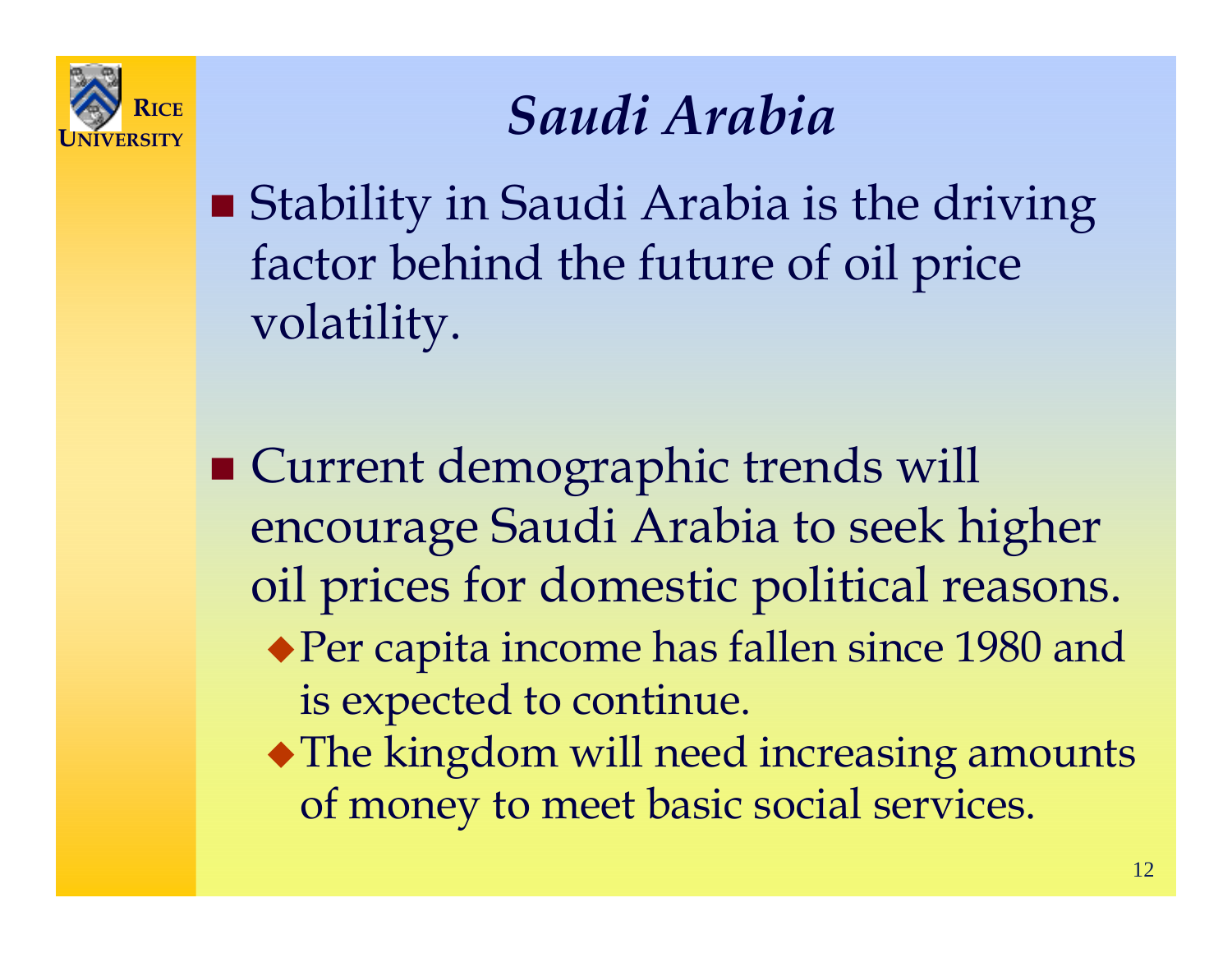# *Saudi Arabia*

- Stability in Saudi Arabia is the driving factor behind the future of oil price volatility.

- Current demographic trends will encourage Saudi Arabia to seek higher oil prices for domestic political reasons.
  - Per capita income has fallen since 1980 and is expected to continue.
  - The kingdom will need increasing amounts of money to meet basic social services.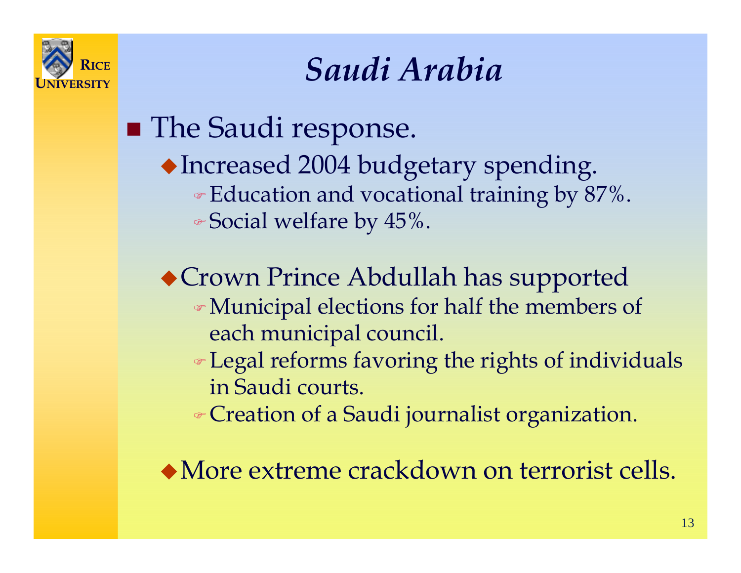# *Saudi Arabia*

- The Saudi response.
  - Increased 2004 budgetary spending.
    - Education and vocational training by 87%.
    - Social welfare by 45%.
  - Crown Prince Abdullah has supported
    - Municipal elections for half the members of each municipal council.
    - Legal reforms favoring the rights of individuals in Saudi courts.
    - Creation of a Saudi journalist organization.
  - More extreme crackdown on terrorist cells.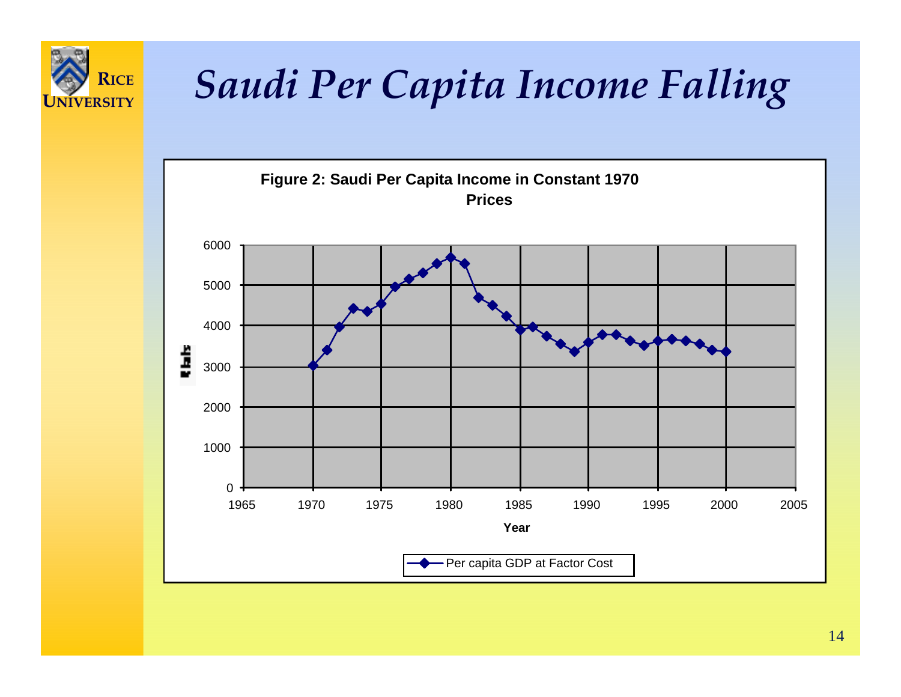# *Saudi Per Capita Income Falling*

**Figure 2: Saudi Per Capita Income in Constant 1970 Prices**

Y-axis: Riyals (0–6000). X-axis: **Year** (1965–2005).

Legend: Per capita GDP at Factor Cost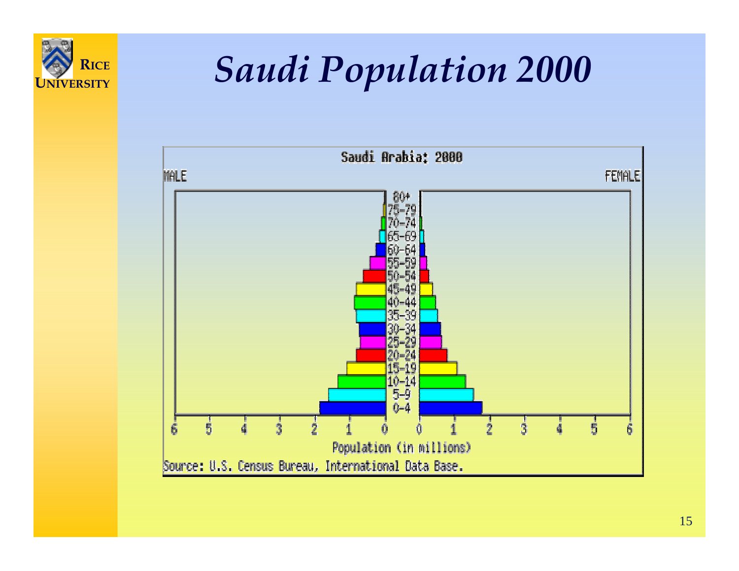# Saudi Population 2000

Saudi Arabia: 2000

MALE FEMALE

80+
75-79
70-74
65-69
60-64
55-59
50-54
45-49
40-44
35-39
30-34
25-29
20-24
15-19
10-14
5-9
0-4

6 5 4 3 2 1 0 0 1 2 3 4 5 6

Population (in millions)

Source: U.S. Census Bureau, International Data Base.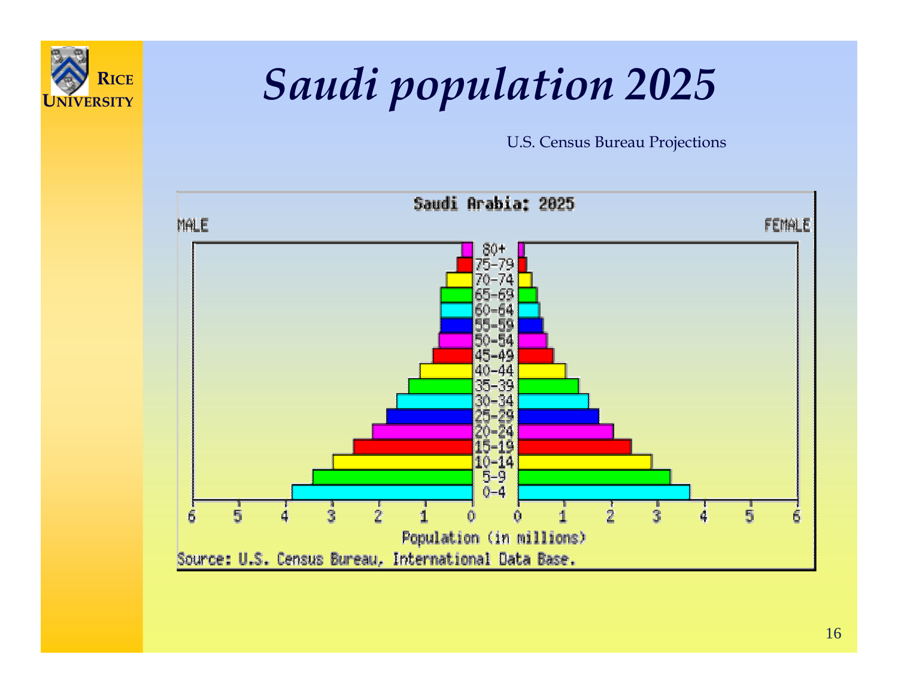# *Saudi population 2025*

U.S. Census Bureau Projections

Saudi Arabia: 2025

MALE | FEMALE

Age groups: 80+, 75-79, 70-74, 65-69, 60-64, 55-59, 50-54, 45-49, 40-44, 35-39, 30-34, 25-29, 20-24, 15-19, 10-14, 5-9, 0-4

Population (in millions)

Source: U.S. Census Bureau, International Data Base.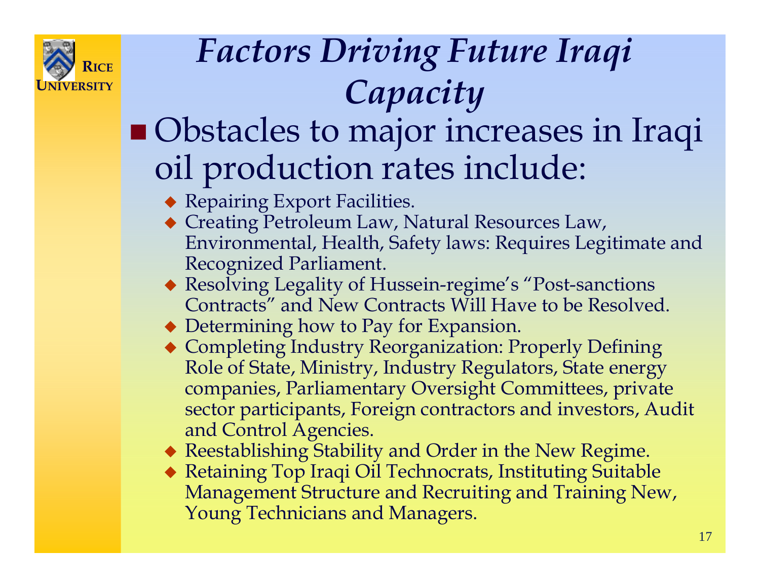# *Factors Driving Future Iraqi Capacity*

- Obstacles to major increases in Iraqi oil production rates include:
  - Repairing Export Facilities.
  - Creating Petroleum Law, Natural Resources Law, Environmental, Health, Safety laws: Requires Legitimate and Recognized Parliament.
  - Resolving Legality of Hussein-regime's "Post-sanctions Contracts" and New Contracts Will Have to be Resolved.
  - Determining how to Pay for Expansion.
  - Completing Industry Reorganization: Properly Defining Role of State, Ministry, Industry Regulators, State energy companies, Parliamentary Oversight Committees, private sector participants, Foreign contractors and investors, Audit and Control Agencies.
  - Reestablishing Stability and Order in the New Regime.
  - Retaining Top Iraqi Oil Technocrats, Instituting Suitable Management Structure and Recruiting and Training New, Young Technicians and Managers.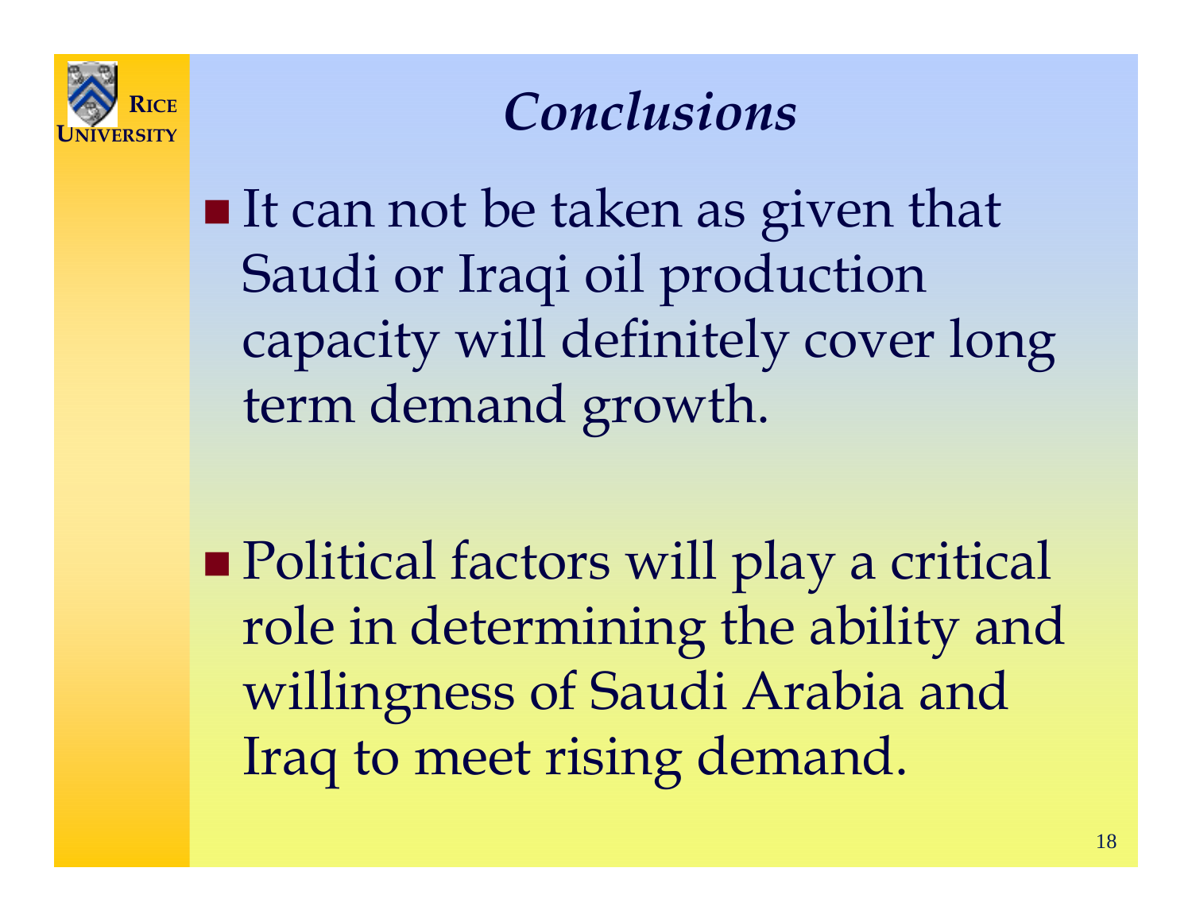# *Conclusions*

- It can not be taken as given that Saudi or Iraqi oil production capacity will definitely cover long term demand growth.

- Political factors will play a critical role in determining the ability and willingness of Saudi Arabia and Iraq to meet rising demand.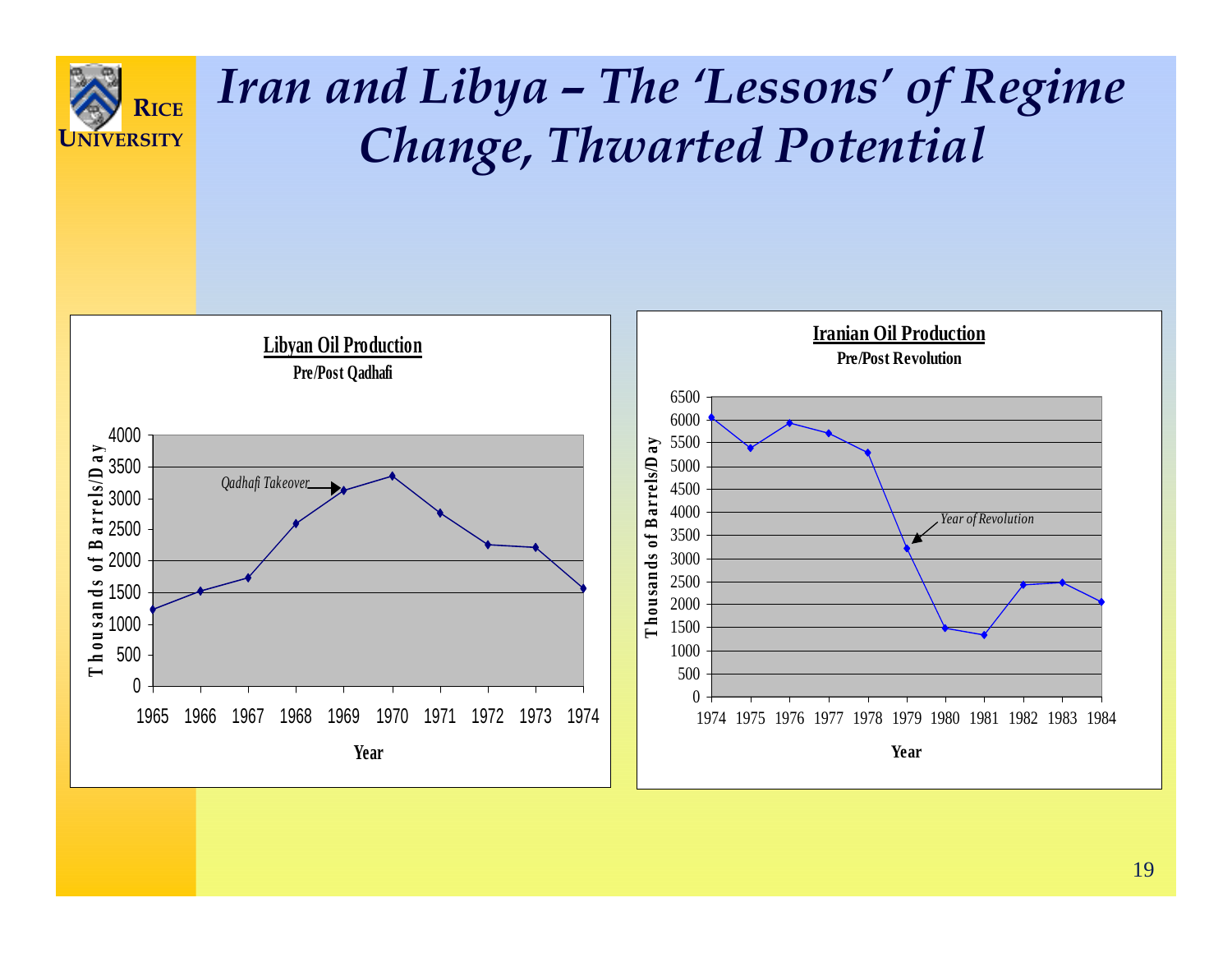# Iran and Libya – The 'Lessons' of Regime Change, Thwarted Potential

**Libyan Oil Production**
**Pre/Post Qadhafi**

*Qadhafi Takeover*

Thousands of Barrels/Day

Year

**Iranian Oil Production**
**Pre/Post Revolution**

*Year of Revolution*

Thousands of Barrels/Day

Year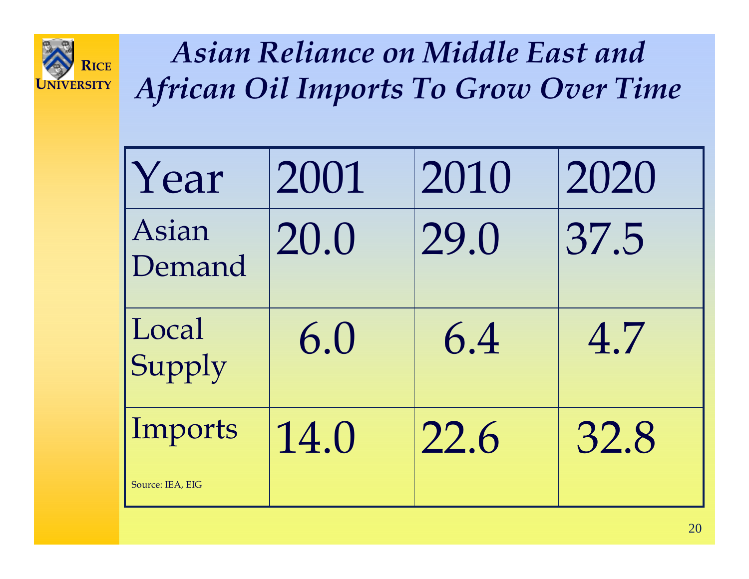# *Asian Reliance on Middle East and African Oil Imports To Grow Over Time*

| Year | 2001 | 2010 | 2020 |
|---|---|---|---|
| Asian Demand | 20.0 | 29.0 | 37.5 |
| Local Supply | 6.0 | 6.4 | 4.7 |
| Imports | 14.0 | 22.6 | 32.8 |

Source: IEA, EIG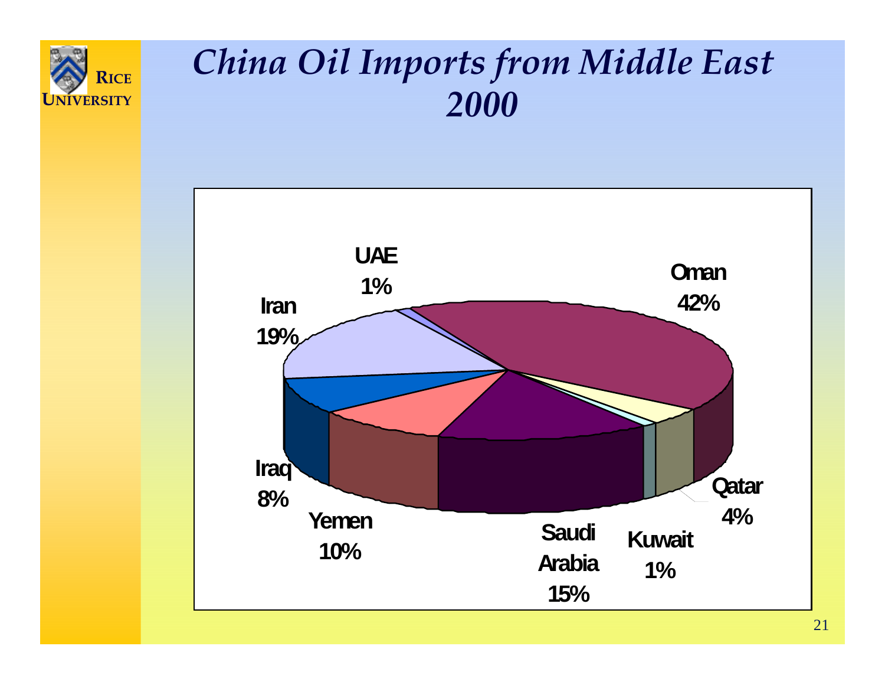# *China Oil Imports from Middle East 2000*

| Country | Share |
|---|---|
| Oman | 42% |
| Iran | 19% |
| Saudi Arabia | 15% |
| Yemen | 10% |
| Iraq | 8% |
| Qatar | 4% |
| UAE | 1% |
| Kuwait | 1% |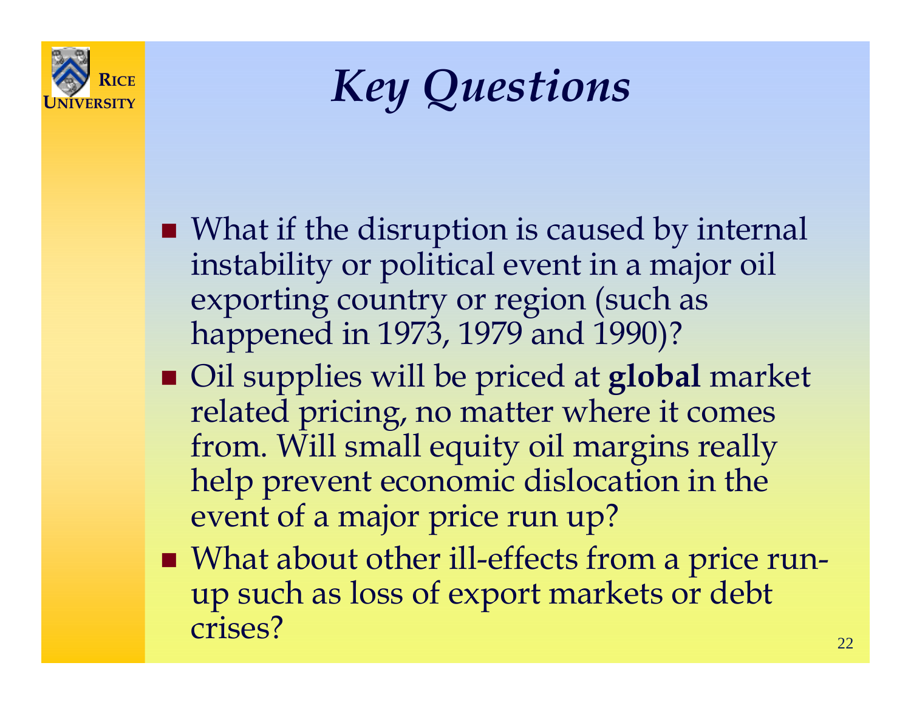# *Key Questions*

- What if the disruption is caused by internal instability or political event in a major oil exporting country or region (such as happened in 1973, 1979 and 1990)?
- Oil supplies will be priced at **global** market related pricing, no matter where it comes from. Will small equity oil margins really help prevent economic dislocation in the event of a major price run up?
- What about other ill-effects from a price run-up such as loss of export markets or debt crises?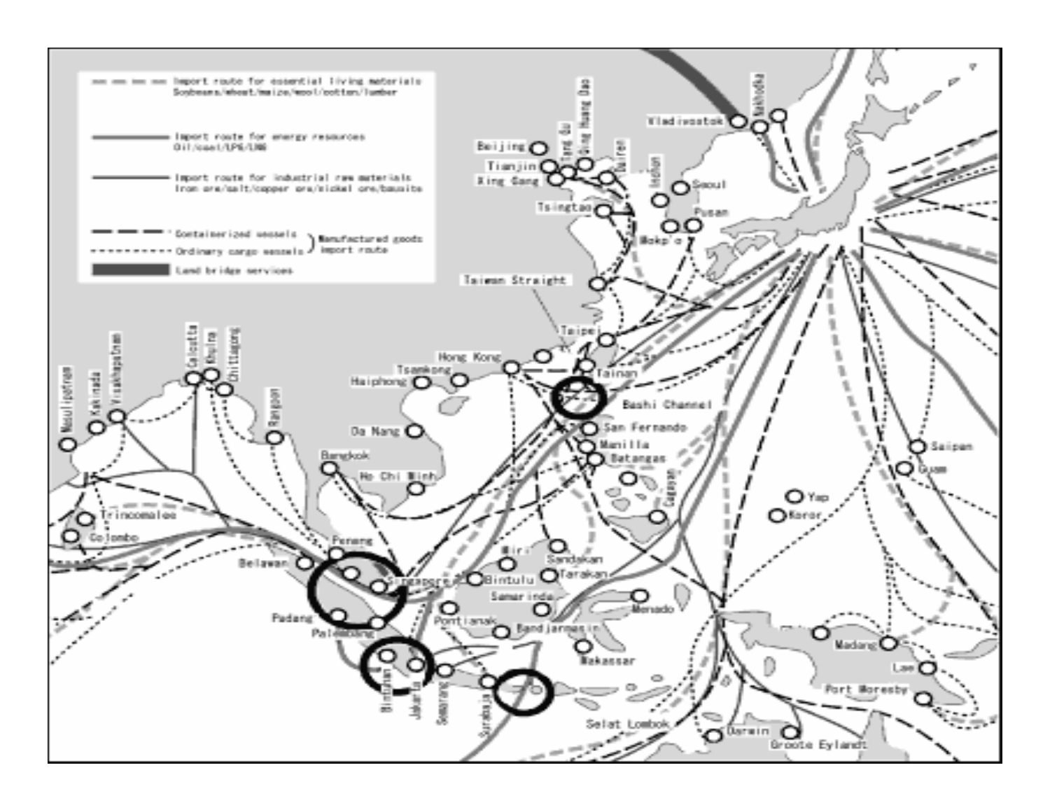- Import route for essential living materials: Soybeans/wheat/maize/wool/cotton/lumber
- Import route for energy resources: Oil/coal/LPG/LNG
- Import route for industrial raw materials: Iron ore/salt/copper ore/nickel ore/bauxite
- Containerized vessels / Ordinary cargo vessels: Manufactured goods import route
- Land bridge services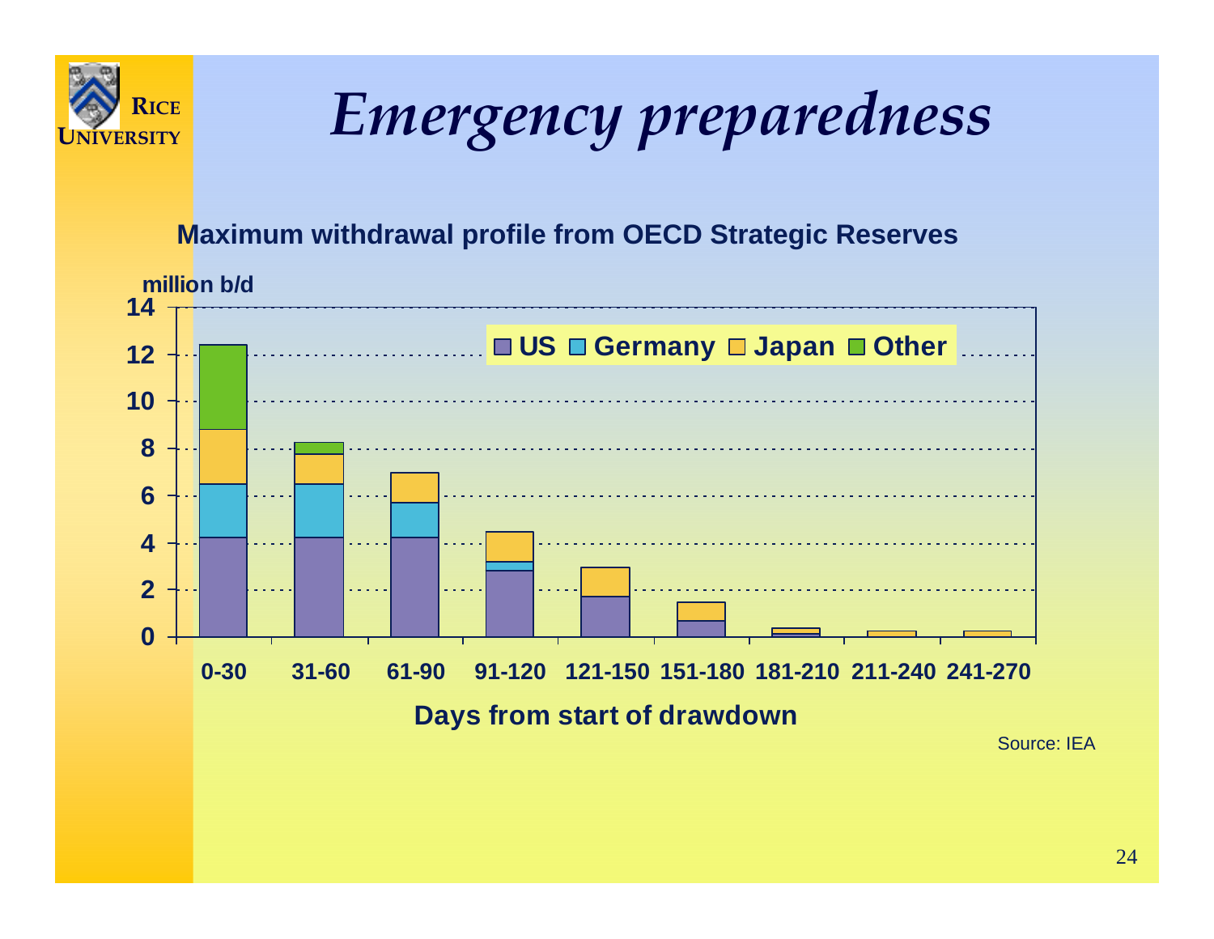# Emergency preparedness

**Maximum withdrawal profile from OECD Strategic Reserves**

million b/d

■ US ■ Germany ■ Japan ■ Other

Days from start of drawdown: 0-30, 31-60, 61-90, 91-120, 121-150, 151-180, 181-210, 211-240, 241-270

Source: IEA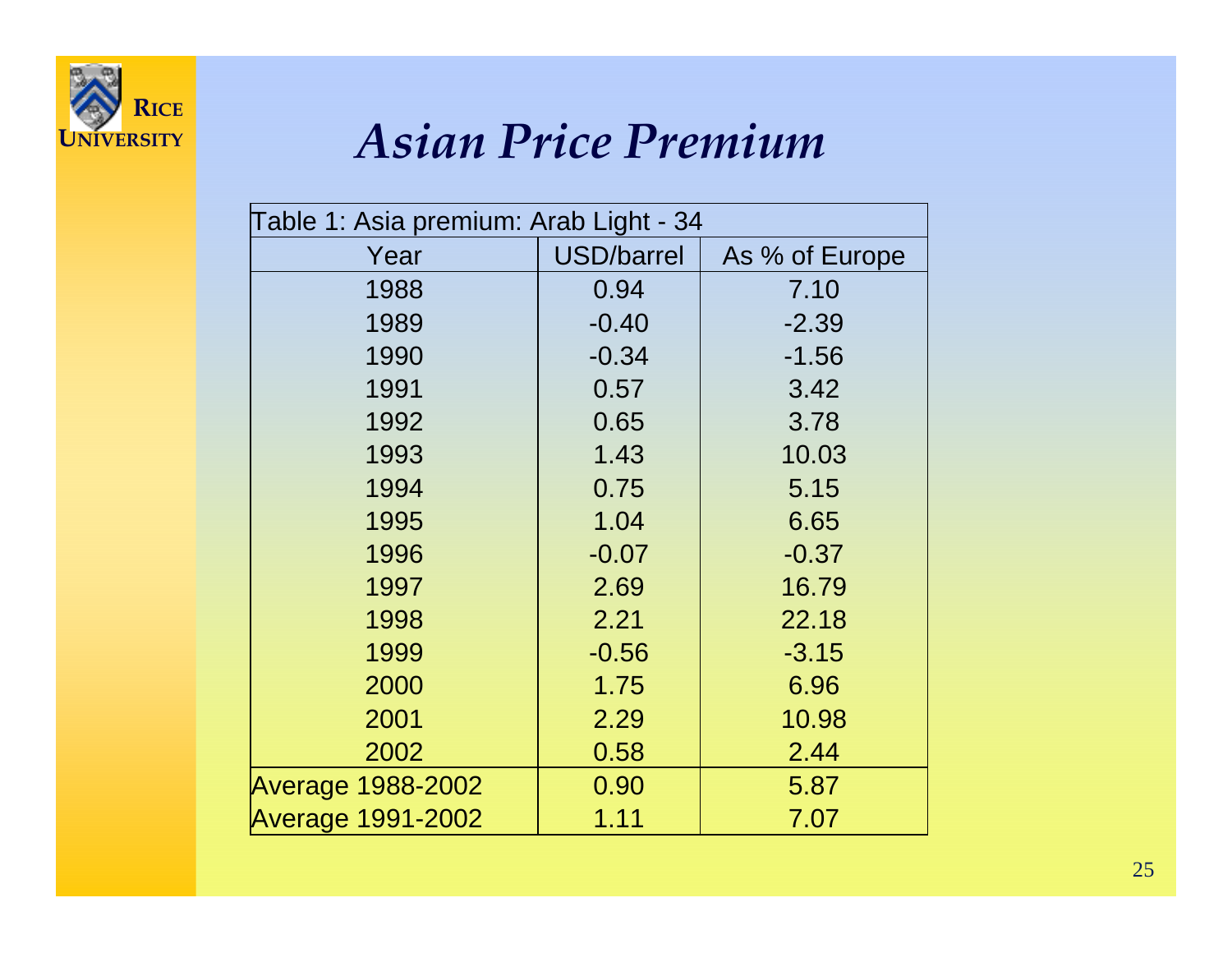# *Asian Price Premium*

| Table 1: Asia premium: Arab Light - 34 | | |
|---|---|---|
| Year | USD/barrel | As % of Europe |
| 1988 | 0.94 | 7.10 |
| 1989 | -0.40 | -2.39 |
| 1990 | -0.34 | -1.56 |
| 1991 | 0.57 | 3.42 |
| 1992 | 0.65 | 3.78 |
| 1993 | 1.43 | 10.03 |
| 1994 | 0.75 | 5.15 |
| 1995 | 1.04 | 6.65 |
| 1996 | -0.07 | -0.37 |
| 1997 | 2.69 | 16.79 |
| 1998 | 2.21 | 22.18 |
| 1999 | -0.56 | -3.15 |
| 2000 | 1.75 | 6.96 |
| 2001 | 2.29 | 10.98 |
| 2002 | 0.58 | 2.44 |
| Average 1988-2002 | 0.90 | 5.87 |
| Average 1991-2002 | 1.11 | 7.07 |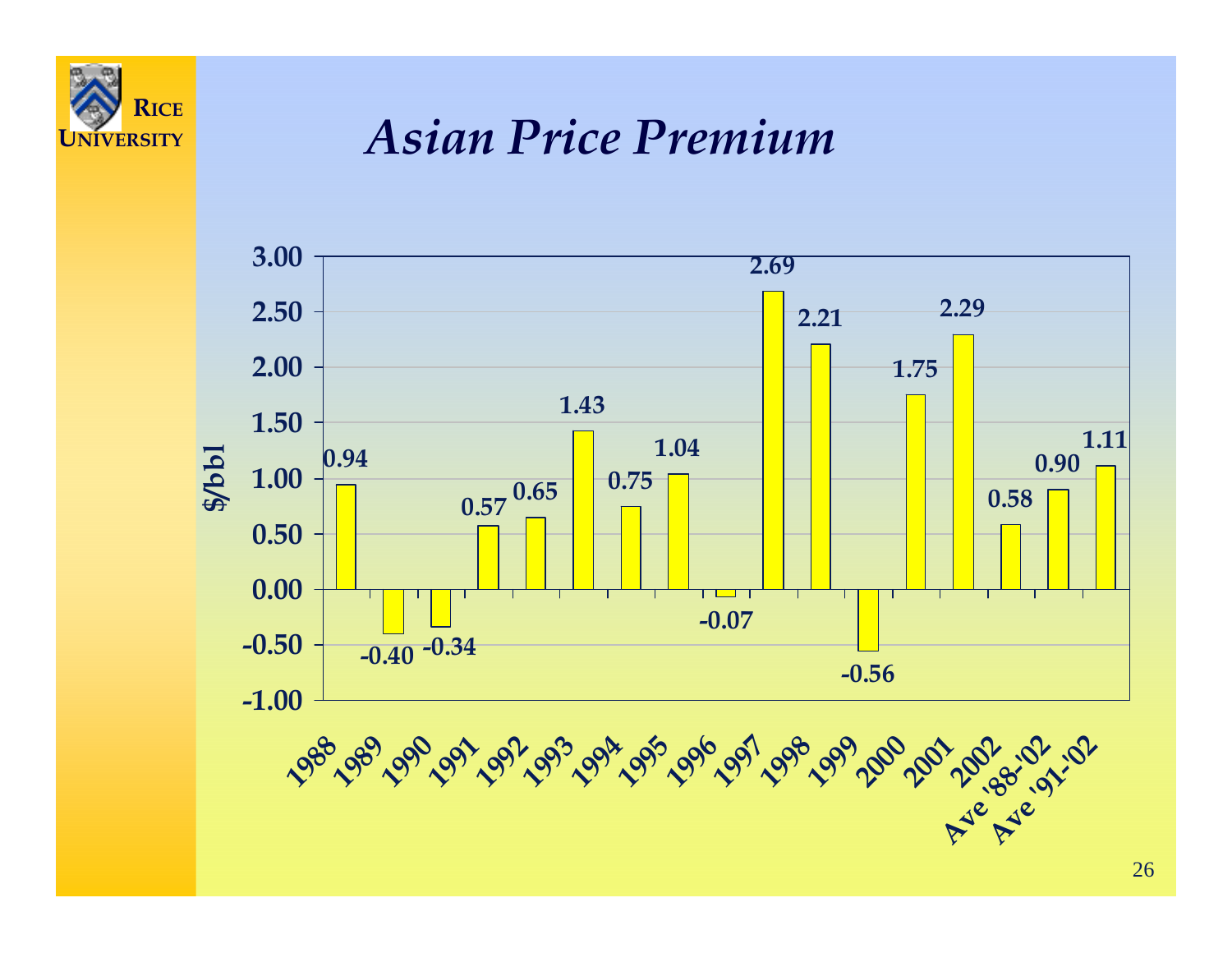# Asian Price Premium

| Year | $/bbl |
|---|---|
| 1988 | 0.94 |
| 1989 | -0.40 |
| 1990 | -0.34 |
| 1991 | 0.57 |
| 1992 | 0.65 |
| 1993 | 1.43 |
| 1994 | 0.75 |
| 1995 | 1.04 |
| 1996 | -0.07 |
| 1997 | 2.69 |
| 1998 | 2.21 |
| 1999 | -0.56 |
| 2000 | 1.75 |
| 2001 | 2.29 |
| 2002 | 0.58 |
| Ave '88-'02 | 0.90 |
| Ave '91-'02 | 1.11 |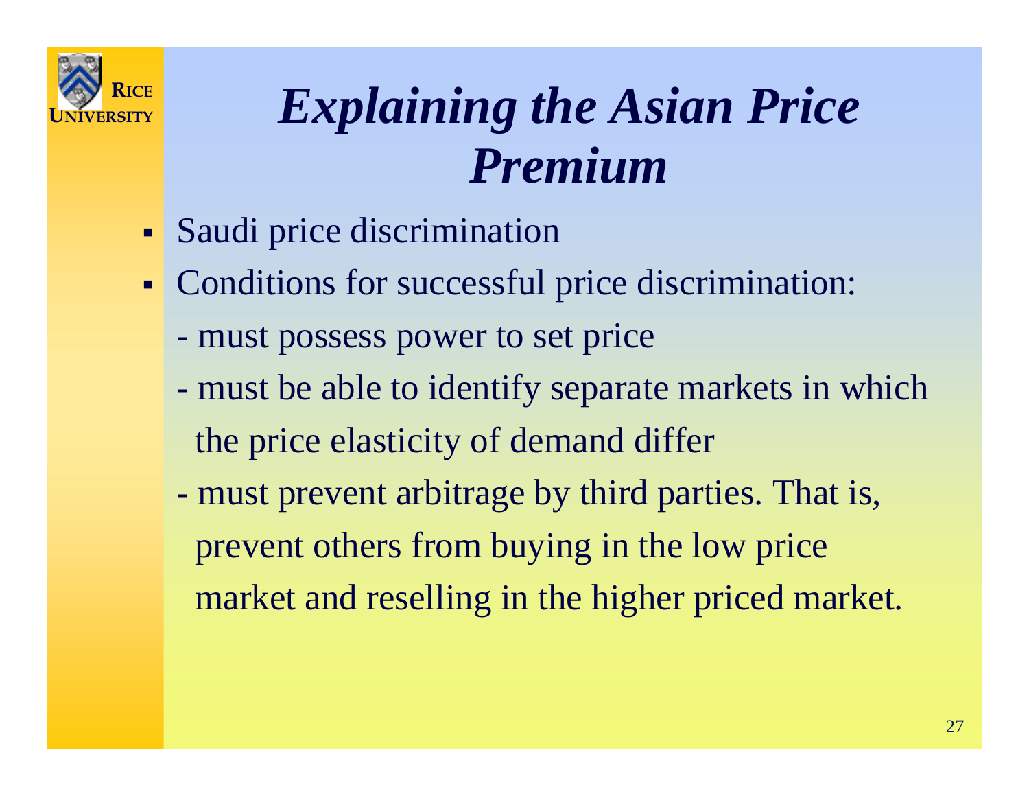# *Explaining the Asian Price Premium*

- Saudi price discrimination
- Conditions for successful price discrimination:
  - must possess power to set price
  - must be able to identify separate markets in which the price elasticity of demand differ
  - must prevent arbitrage by third parties. That is, prevent others from buying in the low price market and reselling in the higher priced market.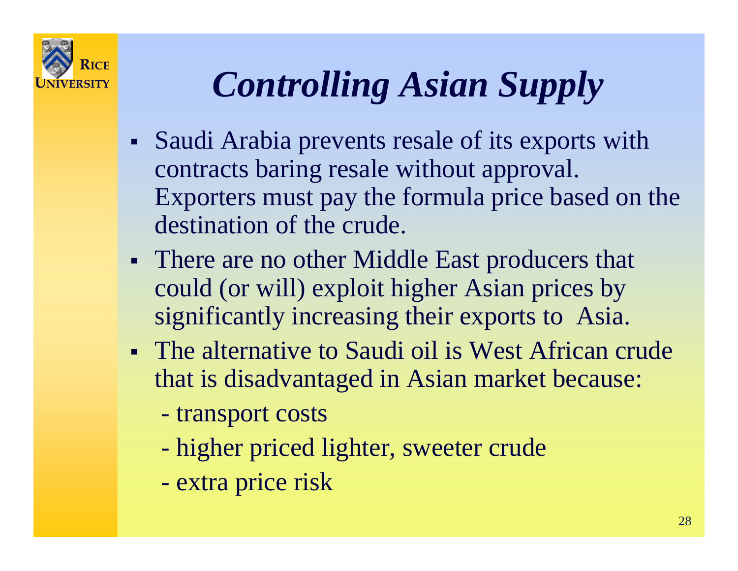# *Controlling Asian Supply*

- Saudi Arabia prevents resale of its exports with contracts baring resale without approval. Exporters must pay the formula price based on the destination of the crude.
- There are no other Middle East producers that could (or will) exploit higher Asian prices by significantly increasing their exports to Asia.
- The alternative to Saudi oil is West African crude that is disadvantaged in Asian market because:
  - transport costs
  - higher priced lighter, sweeter crude
  - extra price risk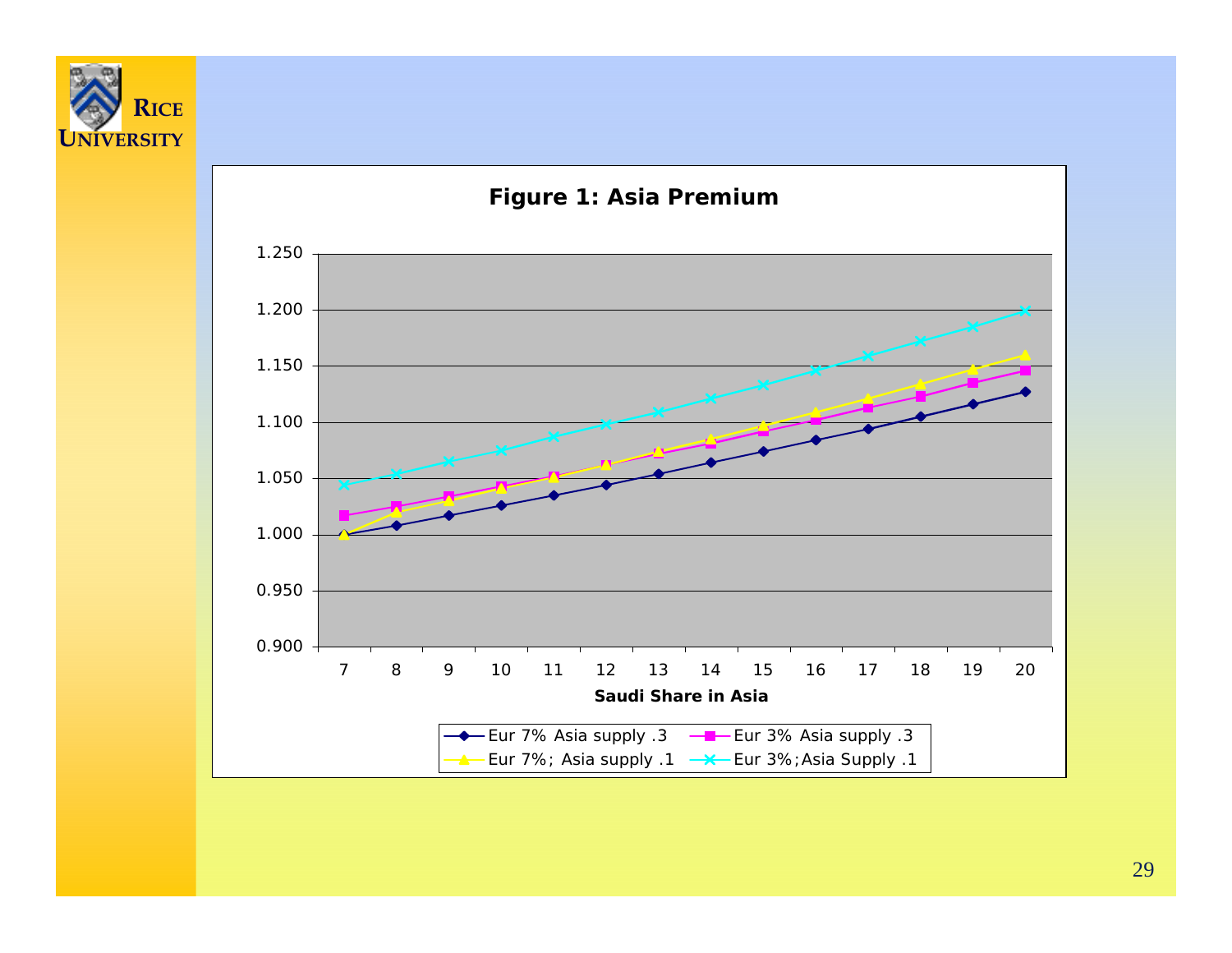**Figure 1: Asia Premium**

Saudi Share in Asia

Legend: Eur 7% Asia supply .3; Eur 3% Asia supply .3; Eur 7%; Asia supply .1; Eur 3%;Asia Supply .1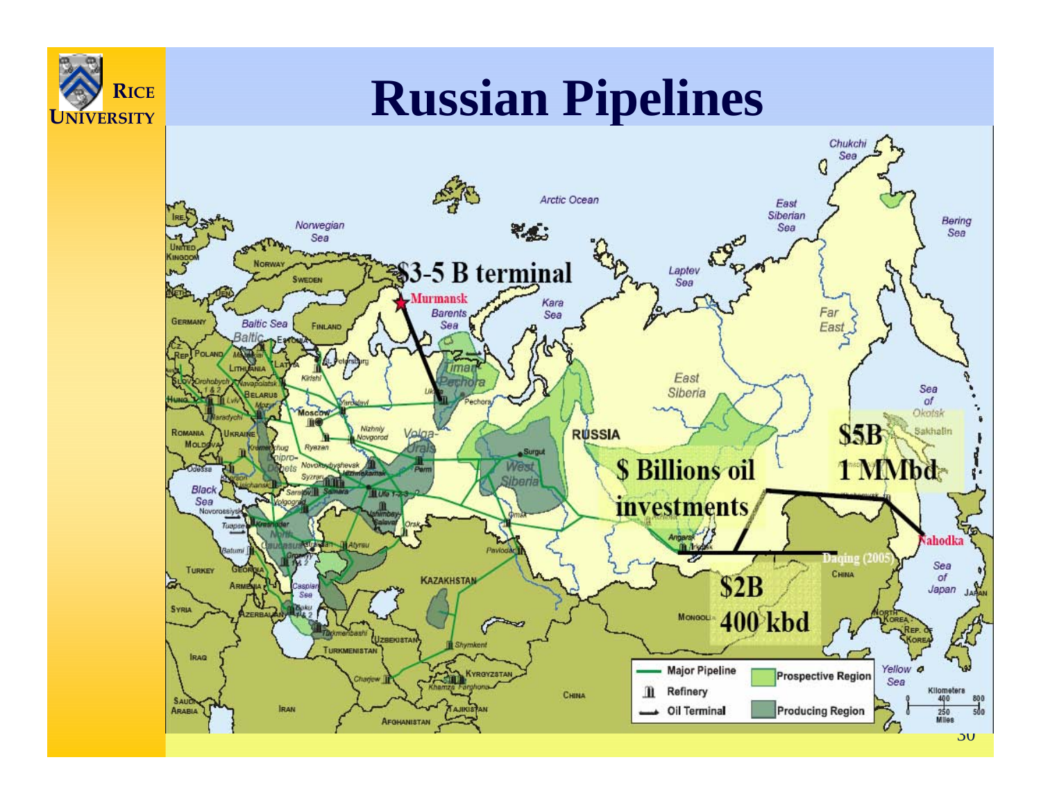# Russian Pipelines

$3-5 B terminal

Murmansk

$ Billions oil investments

$5B 1 MMbd

Nahodka

Daqing (2005)

$2B 400 kbd

| Legend | |
|---|---|
| Major Pipeline | Prospective Region |
| Refinery | Producing Region |
| Oil Terminal | |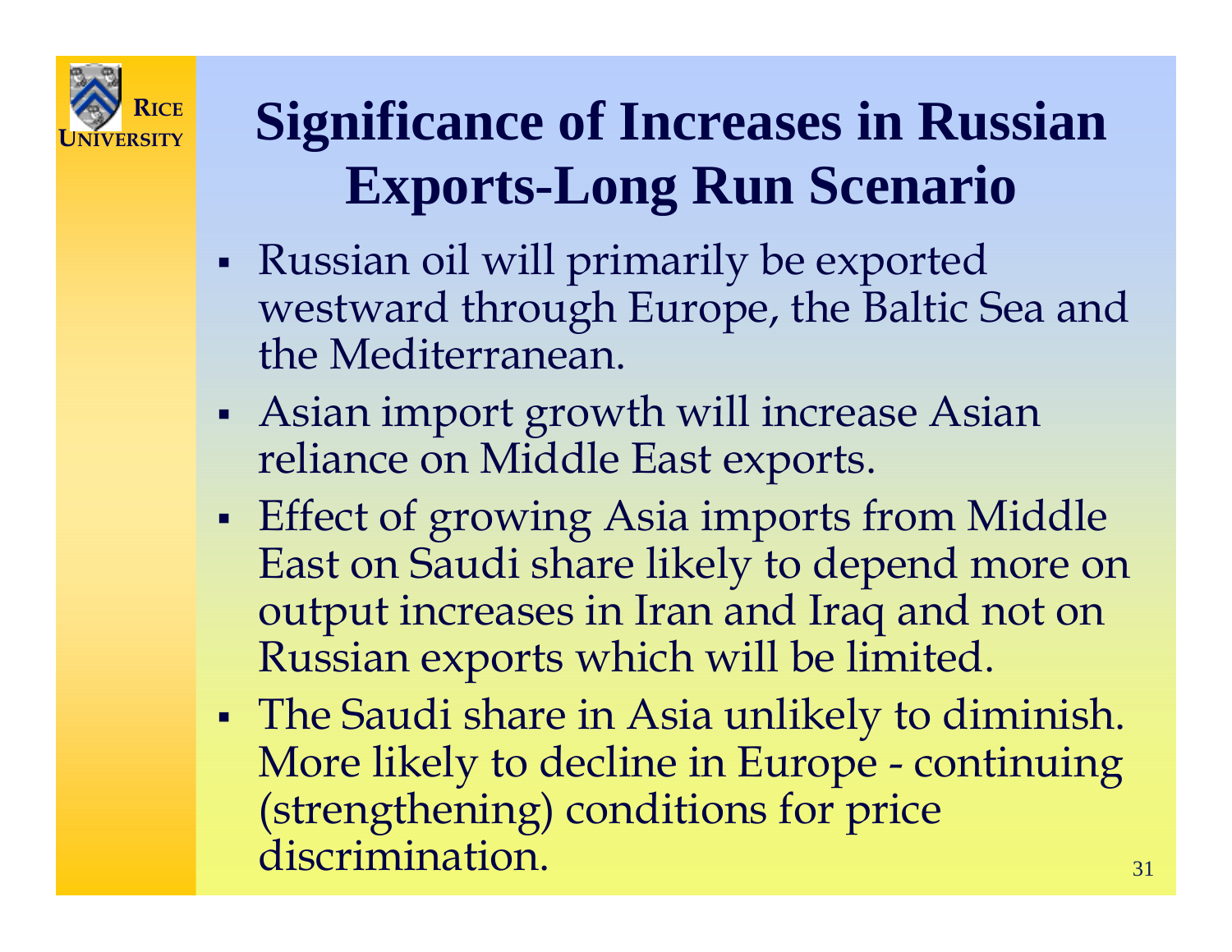# Significance of Increases in Russian Exports-Long Run Scenario

- Russian oil will primarily be exported westward through Europe, the Baltic Sea and the Mediterranean.
- Asian import growth will increase Asian reliance on Middle East exports.
- Effect of growing Asia imports from Middle East on Saudi share likely to depend more on output increases in Iran and Iraq and not on Russian exports which will be limited.
- The Saudi share in Asia unlikely to diminish. More likely to decline in Europe - continuing (strengthening) conditions for price discrimination.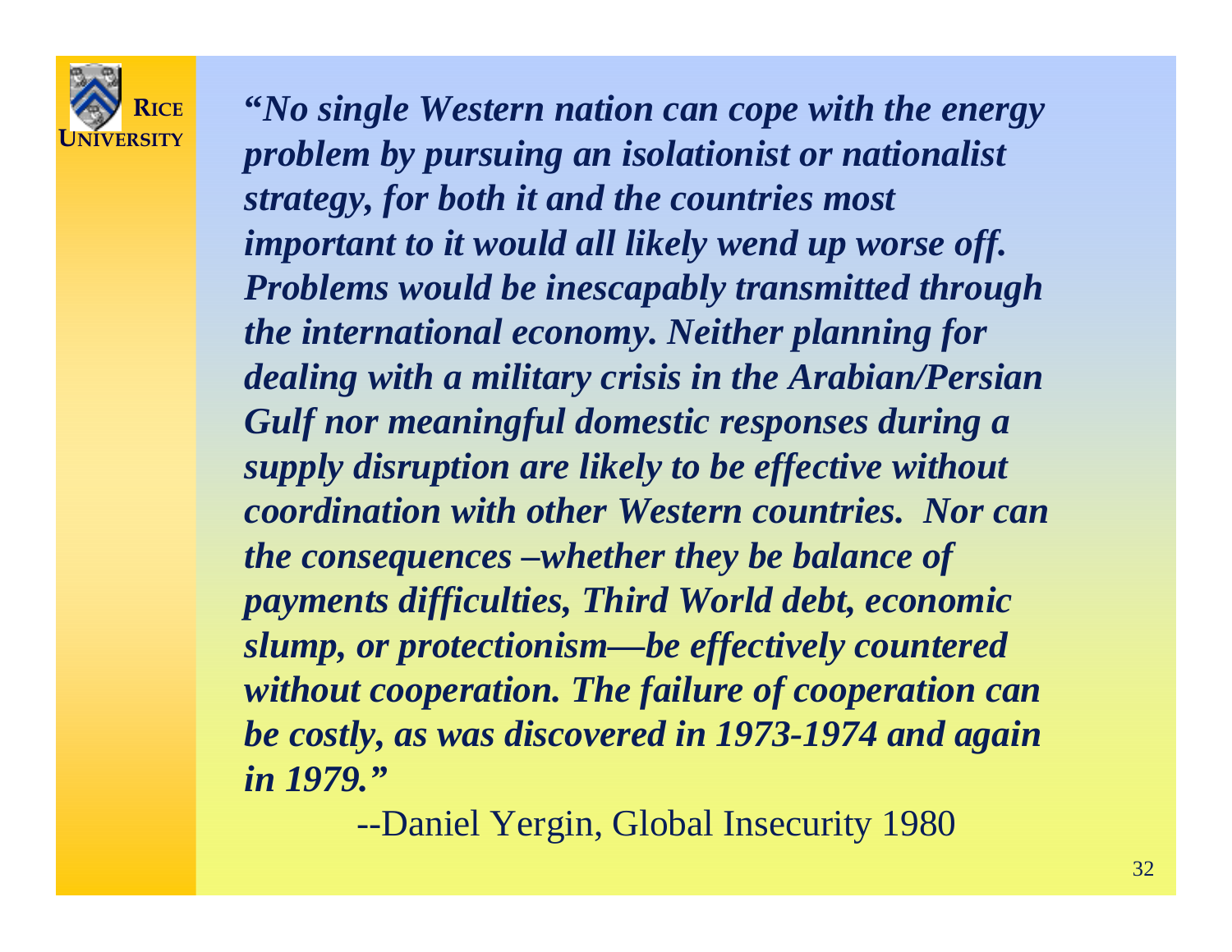***"No single Western nation can cope with the energy problem by pursuing an isolationist or nationalist strategy, for both it and the countries most important to it would all likely wend up worse off. Problems would be inescapably transmitted through the international economy. Neither planning for dealing with a military crisis in the Arabian/Persian Gulf nor meaningful domestic responses during a supply disruption are likely to be effective without coordination with other Western countries. Nor can the consequences –whether they be balance of payments difficulties, Third World debt, economic slump, or protectionism—be effectively countered without cooperation. The failure of cooperation can be costly, as was discovered in 1973-1974 and again in 1979."***

--Daniel Yergin, Global Insecurity 1980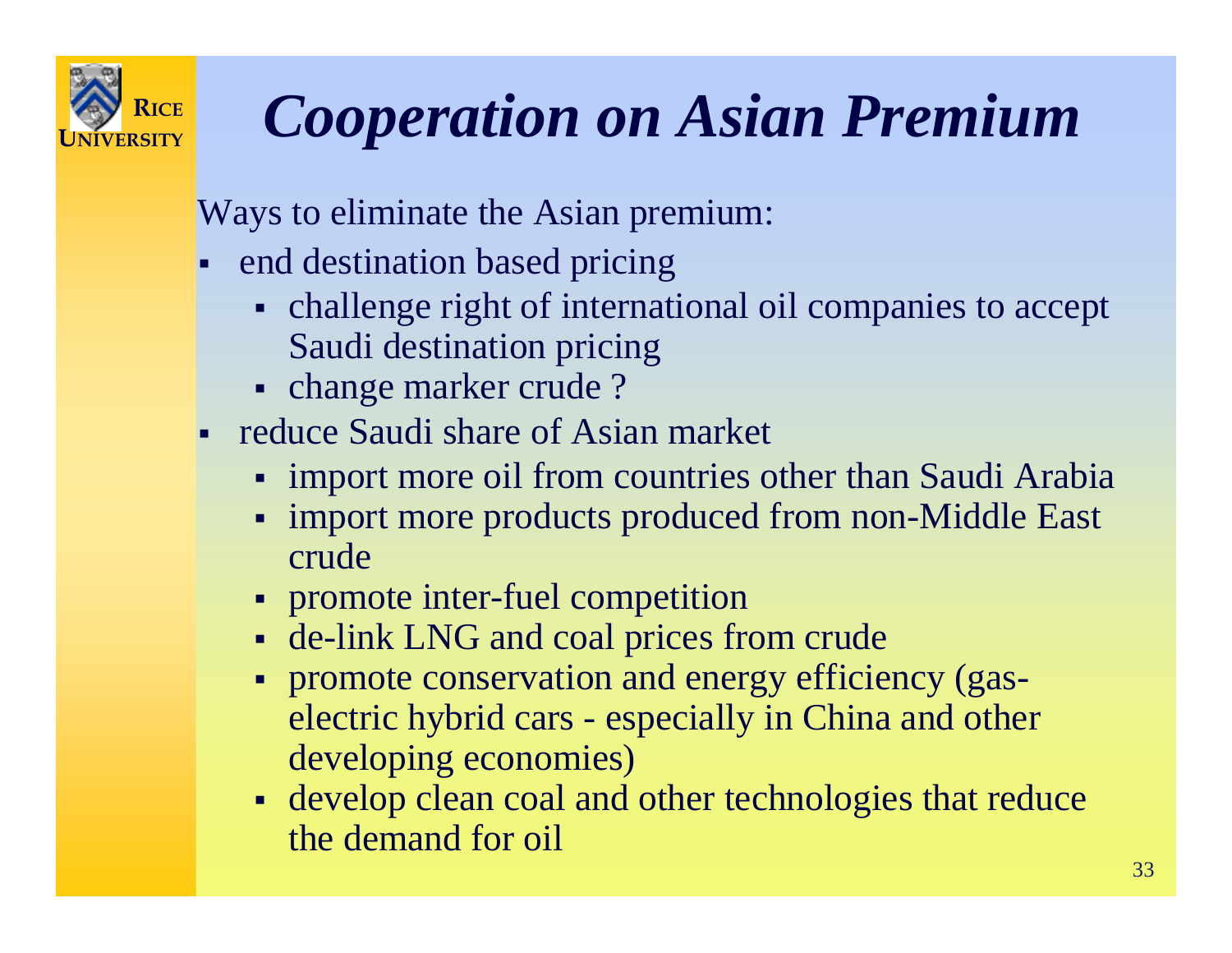# *Cooperation on Asian Premium*

Ways to eliminate the Asian premium:

- end destination based pricing
  - challenge right of international oil companies to accept Saudi destination pricing
  - change marker crude ?
- reduce Saudi share of Asian market
  - import more oil from countries other than Saudi Arabia
  - import more products produced from non-Middle East crude
  - promote inter-fuel competition
  - de-link LNG and coal prices from crude
  - promote conservation and energy efficiency (gas-electric hybrid cars - especially in China and other developing economies)
  - develop clean coal and other technologies that reduce the demand for oil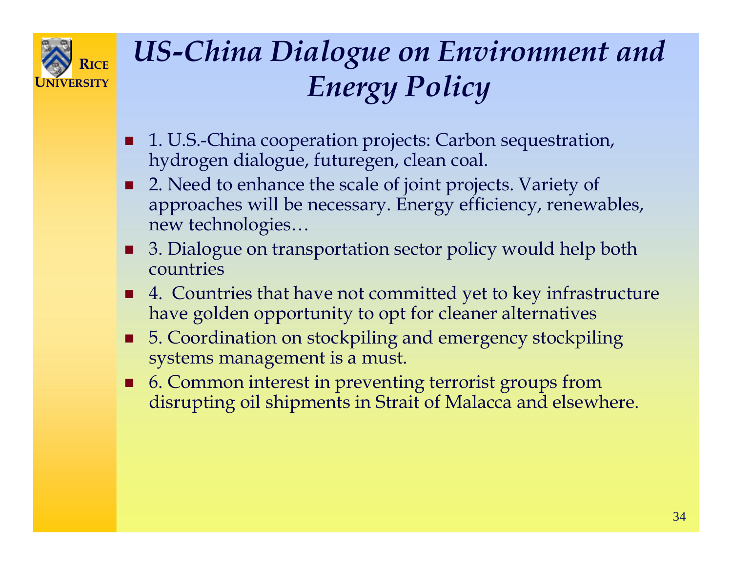# *US-China Dialogue on Environment and Energy Policy*

- 1. U.S.-China cooperation projects: Carbon sequestration, hydrogen dialogue, futuregen, clean coal.
- 2. Need to enhance the scale of joint projects. Variety of approaches will be necessary. Energy efficiency, renewables, new technologies…
- 3. Dialogue on transportation sector policy would help both countries
- 4. Countries that have not committed yet to key infrastructure have golden opportunity to opt for cleaner alternatives
- 5. Coordination on stockpiling and emergency stockpiling systems management is a must.
- 6. Common interest in preventing terrorist groups from disrupting oil shipments in Strait of Malacca and elsewhere.